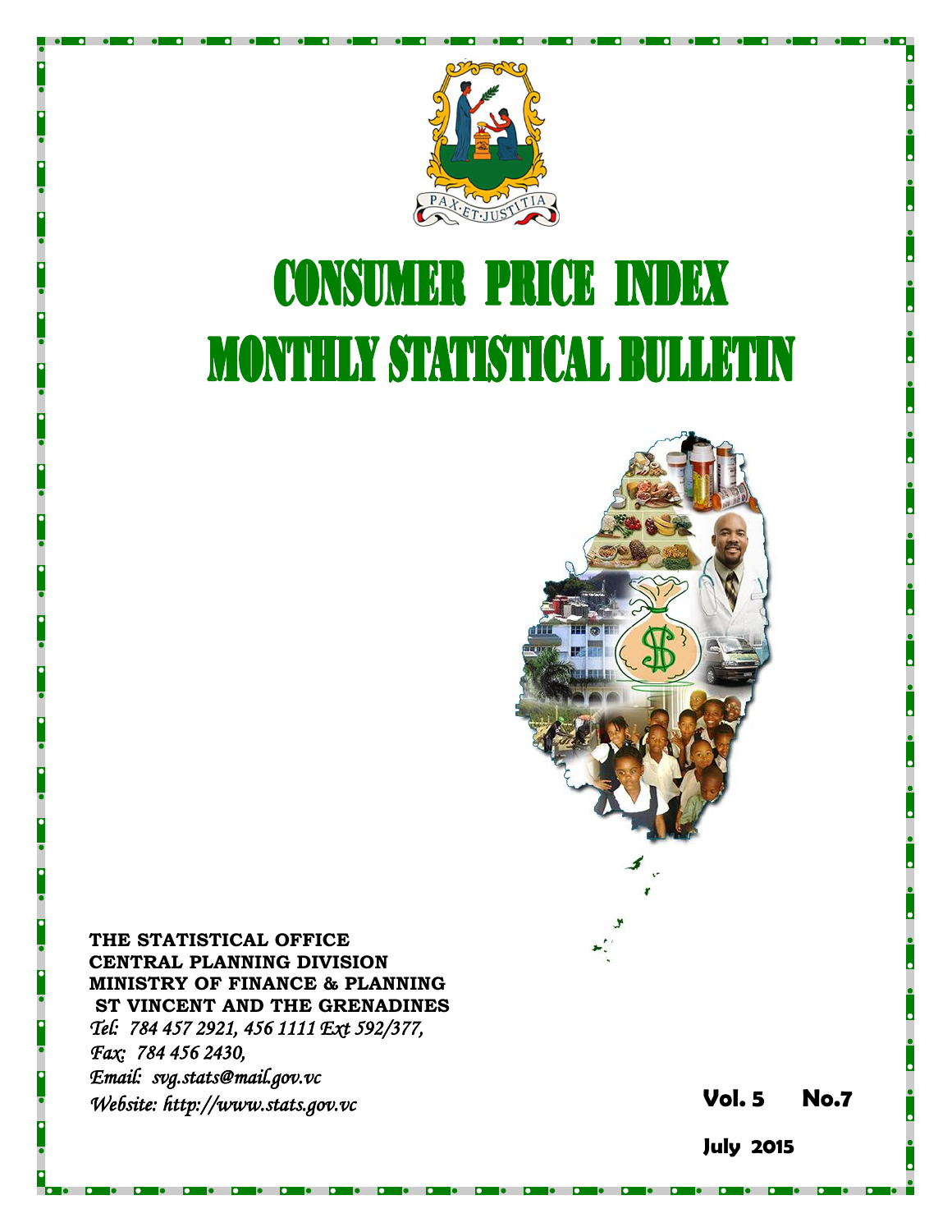PAX·ET·JUSTITIA

# CONSUMER PRICE INDEX
# MONTHLY STATISTICAL BULLETIN

**THE STATISTICAL OFFICE**
**CENTRAL PLANNING DIVISION**
**MINISTRY OF FINANCE & PLANNING**
**ST VINCENT AND THE GRENADINES**
*Tel: 784 457 2921, 456 1111 Ext 592/377,*
*Fax: 784 456 2430,*
*Email: svg.stats@mail.gov.vc*
*Website: http://www.stats.gov.vc*

**Vol. 5 No.7**

**July 2015**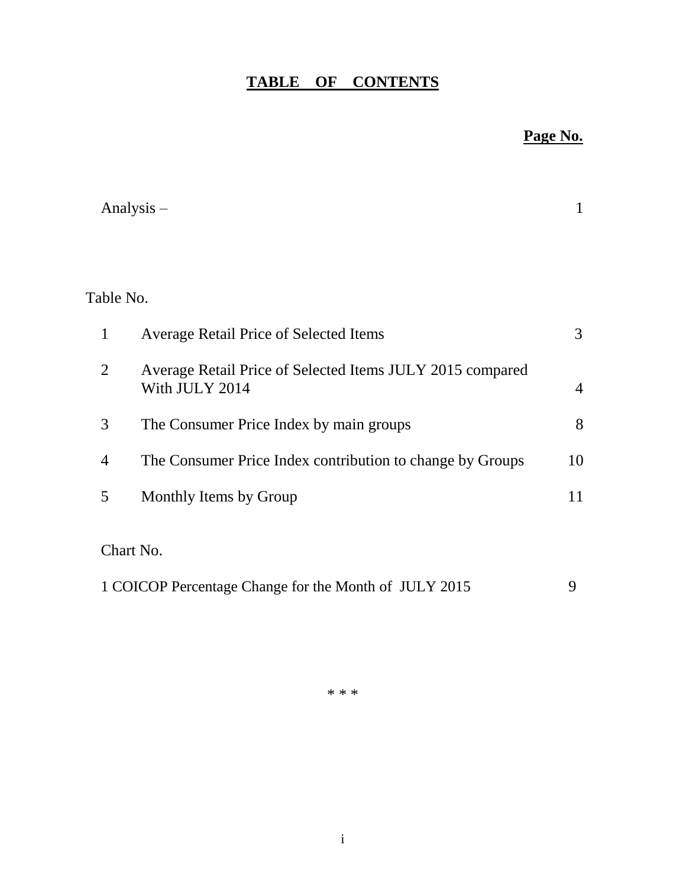# TABLE OF CONTENTS

| | | Page No. |
|---|---|---|
| Analysis – | | 1 |

Table No.

| | | |
|---|---|---|
| 1 | Average Retail Price of Selected Items | 3 |
| 2 | Average Retail Price of Selected Items JULY 2015 compared With JULY 2014 | 4 |
| 3 | The Consumer Price Index by main groups | 8 |
| 4 | The Consumer Price Index contribution to change by Groups | 10 |
| 5 | Monthly Items by Group | 11 |

Chart No.

| | |
|---|---|
| 1 COICOP Percentage Change for the Month of JULY 2015 | 9 |

\* \* \*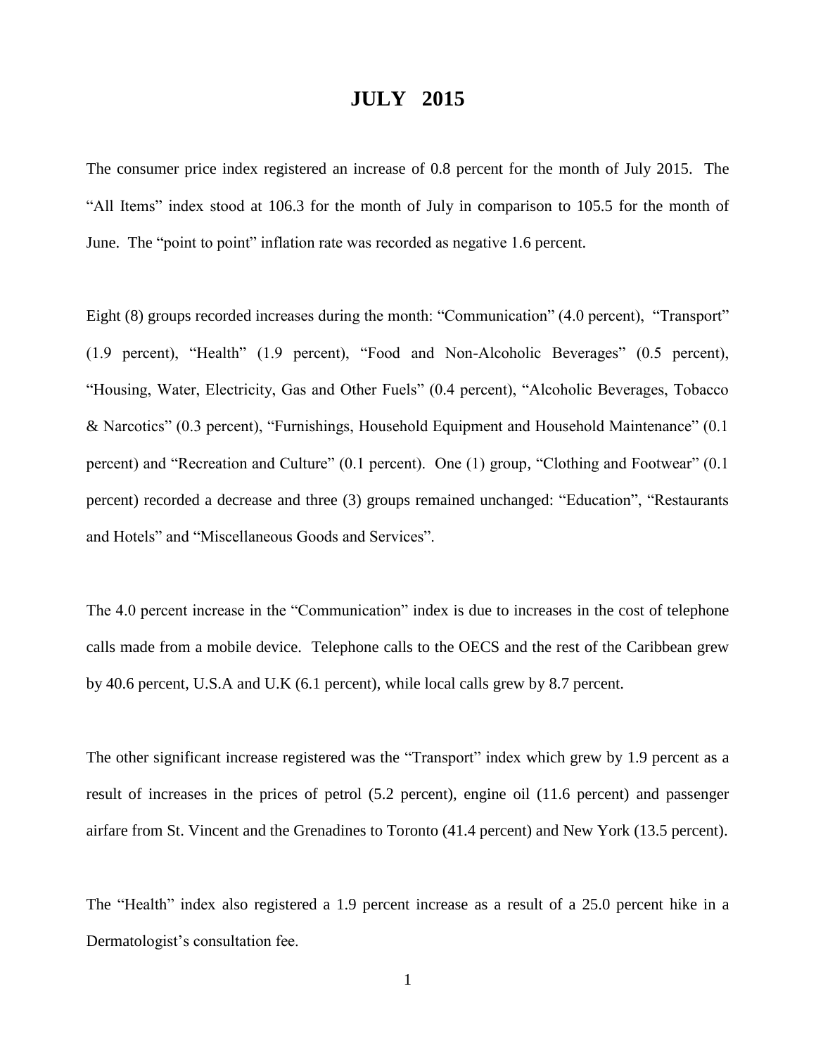# JULY 2015

The consumer price index registered an increase of 0.8 percent for the month of July 2015. The "All Items" index stood at 106.3 for the month of July in comparison to 105.5 for the month of June. The "point to point" inflation rate was recorded as negative 1.6 percent.

Eight (8) groups recorded increases during the month: "Communication" (4.0 percent), "Transport" (1.9 percent), "Health" (1.9 percent), "Food and Non-Alcoholic Beverages" (0.5 percent), "Housing, Water, Electricity, Gas and Other Fuels" (0.4 percent), "Alcoholic Beverages, Tobacco & Narcotics" (0.3 percent), "Furnishings, Household Equipment and Household Maintenance" (0.1 percent) and "Recreation and Culture" (0.1 percent). One (1) group, "Clothing and Footwear" (0.1 percent) recorded a decrease and three (3) groups remained unchanged: "Education", "Restaurants and Hotels" and "Miscellaneous Goods and Services".

The 4.0 percent increase in the "Communication" index is due to increases in the cost of telephone calls made from a mobile device. Telephone calls to the OECS and the rest of the Caribbean grew by 40.6 percent, U.S.A and U.K (6.1 percent), while local calls grew by 8.7 percent.

The other significant increase registered was the "Transport" index which grew by 1.9 percent as a result of increases in the prices of petrol (5.2 percent), engine oil (11.6 percent) and passenger airfare from St. Vincent and the Grenadines to Toronto (41.4 percent) and New York (13.5 percent).

The "Health" index also registered a 1.9 percent increase as a result of a 25.0 percent hike in a Dermatologist's consultation fee.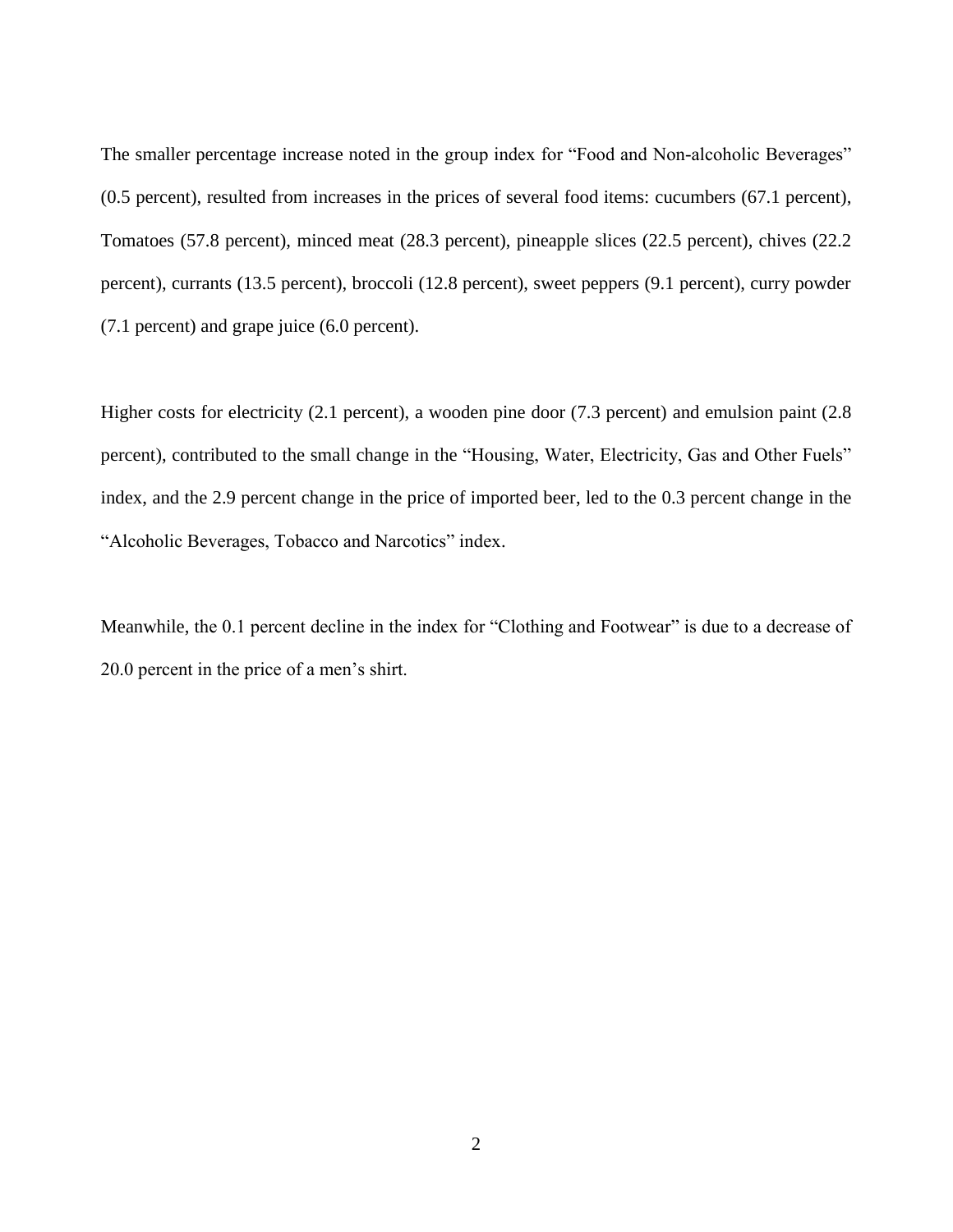The smaller percentage increase noted in the group index for "Food and Non-alcoholic Beverages" (0.5 percent), resulted from increases in the prices of several food items: cucumbers (67.1 percent), Tomatoes (57.8 percent), minced meat (28.3 percent), pineapple slices (22.5 percent), chives (22.2 percent), currants (13.5 percent), broccoli (12.8 percent), sweet peppers (9.1 percent), curry powder (7.1 percent) and grape juice (6.0 percent).

Higher costs for electricity (2.1 percent), a wooden pine door (7.3 percent) and emulsion paint (2.8 percent), contributed to the small change in the "Housing, Water, Electricity, Gas and Other Fuels" index, and the 2.9 percent change in the price of imported beer, led to the 0.3 percent change in the "Alcoholic Beverages, Tobacco and Narcotics" index.

Meanwhile, the 0.1 percent decline in the index for "Clothing and Footwear" is due to a decrease of 20.0 percent in the price of a men's shirt.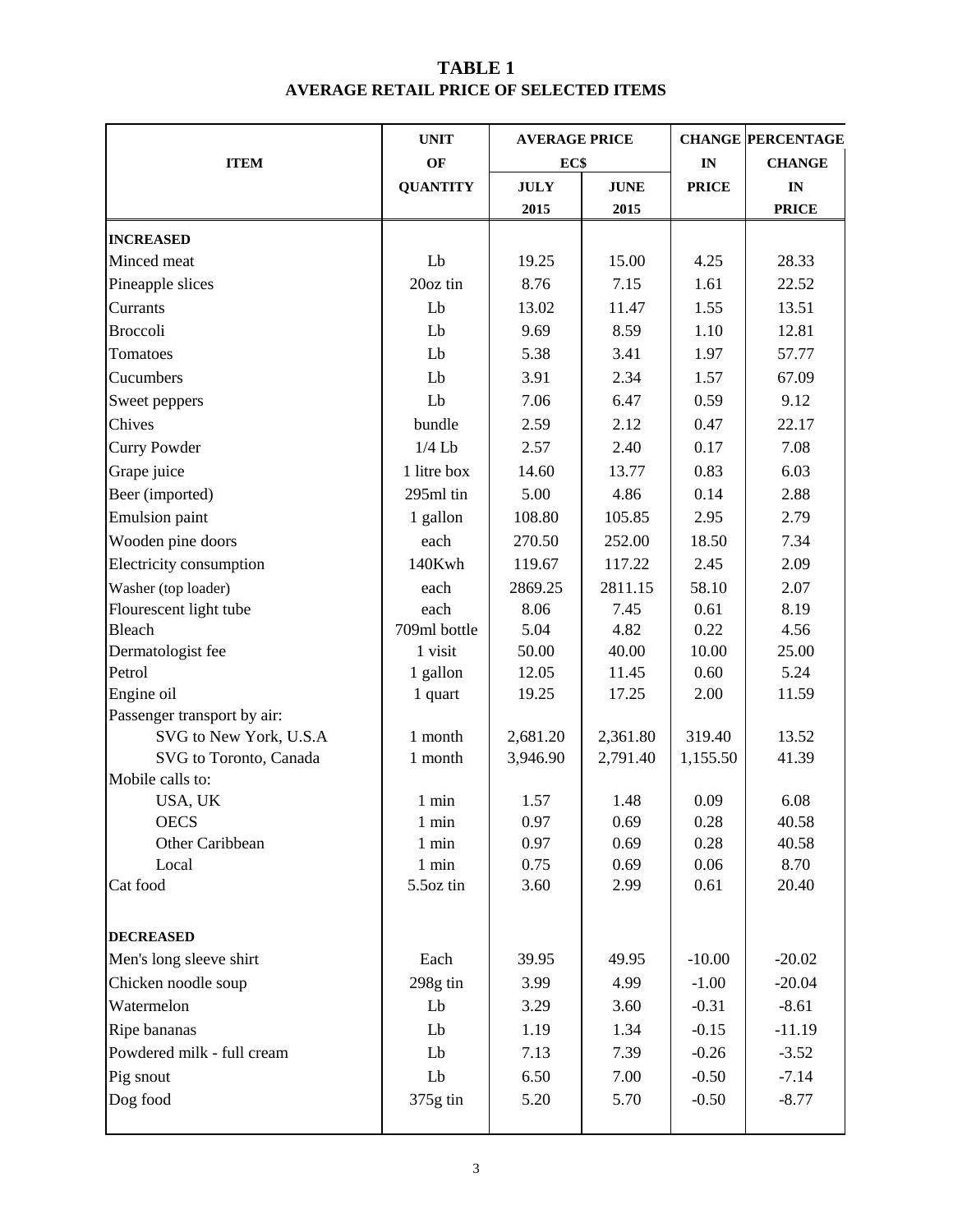# TABLE 1
## AVERAGE RETAIL PRICE OF SELECTED ITEMS

| ITEM | UNIT OF QUANTITY | AVERAGE PRICE EC$ JULY 2015 | AVERAGE PRICE EC$ JUNE 2015 | CHANGE IN PRICE | PERCENTAGE CHANGE IN PRICE |
|---|---|---|---|---|---|
| **INCREASED** | | | | | |
| Minced meat | Lb | 19.25 | 15.00 | 4.25 | 28.33 |
| Pineapple slices | 20oz tin | 8.76 | 7.15 | 1.61 | 22.52 |
| Currants | Lb | 13.02 | 11.47 | 1.55 | 13.51 |
| Broccoli | Lb | 9.69 | 8.59 | 1.10 | 12.81 |
| Tomatoes | Lb | 5.38 | 3.41 | 1.97 | 57.77 |
| Cucumbers | Lb | 3.91 | 2.34 | 1.57 | 67.09 |
| Sweet peppers | Lb | 7.06 | 6.47 | 0.59 | 9.12 |
| Chives | bundle | 2.59 | 2.12 | 0.47 | 22.17 |
| Curry Powder | 1/4 Lb | 2.57 | 2.40 | 0.17 | 7.08 |
| Grape juice | 1 litre box | 14.60 | 13.77 | 0.83 | 6.03 |
| Beer (imported) | 295ml tin | 5.00 | 4.86 | 0.14 | 2.88 |
| Emulsion paint | 1 gallon | 108.80 | 105.85 | 2.95 | 2.79 |
| Wooden pine doors | each | 270.50 | 252.00 | 18.50 | 7.34 |
| Electricity consumption | 140Kwh | 119.67 | 117.22 | 2.45 | 2.09 |
| Washer (top loader) | each | 2869.25 | 2811.15 | 58.10 | 2.07 |
| Flourescent light tube | each | 8.06 | 7.45 | 0.61 | 8.19 |
| Bleach | 709ml bottle | 5.04 | 4.82 | 0.22 | 4.56 |
| Dermatologist fee | 1 visit | 50.00 | 40.00 | 10.00 | 25.00 |
| Petrol | 1 gallon | 12.05 | 11.45 | 0.60 | 5.24 |
| Engine oil | 1 quart | 19.25 | 17.25 | 2.00 | 11.59 |
| Passenger transport by air: | | | | | |
| SVG to New York, U.S.A | 1 month | 2,681.20 | 2,361.80 | 319.40 | 13.52 |
| SVG to Toronto, Canada | 1 month | 3,946.90 | 2,791.40 | 1,155.50 | 41.39 |
| Mobile calls to: | | | | | |
| USA, UK | 1 min | 1.57 | 1.48 | 0.09 | 6.08 |
| OECS | 1 min | 0.97 | 0.69 | 0.28 | 40.58 |
| Other Caribbean | 1 min | 0.97 | 0.69 | 0.28 | 40.58 |
| Local | 1 min | 0.75 | 0.69 | 0.06 | 8.70 |
| Cat food | 5.5oz tin | 3.60 | 2.99 | 0.61 | 20.40 |
| **DECREASED** | | | | | |
| Men's long sleeve shirt | Each | 39.95 | 49.95 | -10.00 | -20.02 |
| Chicken noodle soup | 298g tin | 3.99 | 4.99 | -1.00 | -20.04 |
| Watermelon | Lb | 3.29 | 3.60 | -0.31 | -8.61 |
| Ripe bananas | Lb | 1.19 | 1.34 | -0.15 | -11.19 |
| Powdered milk - full cream | Lb | 7.13 | 7.39 | -0.26 | -3.52 |
| Pig snout | Lb | 6.50 | 7.00 | -0.50 | -7.14 |
| Dog food | 375g tin | 5.20 | 5.70 | -0.50 | -8.77 |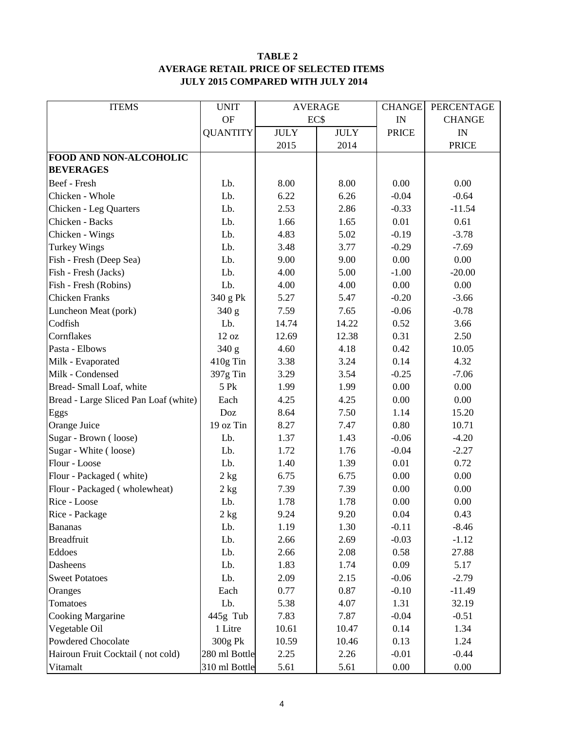**TABLE 2**
**AVERAGE RETAIL PRICE OF SELECTED ITEMS**
**JULY 2015 COMPARED WITH JULY 2014**

| ITEMS | UNIT OF QUANTITY | AVERAGE EC$ JULY 2015 | JULY 2014 | CHANGE IN PRICE | PERCENTAGE CHANGE IN PRICE |
|---|---|---|---|---|---|
| **FOOD AND NON-ALCOHOLIC BEVERAGES** | | | | | |
| Beef - Fresh | Lb. | 8.00 | 8.00 | 0.00 | 0.00 |
| Chicken - Whole | Lb. | 6.22 | 6.26 | -0.04 | -0.64 |
| Chicken - Leg Quarters | Lb. | 2.53 | 2.86 | -0.33 | -11.54 |
| Chicken - Backs | Lb. | 1.66 | 1.65 | 0.01 | 0.61 |
| Chicken - Wings | Lb. | 4.83 | 5.02 | -0.19 | -3.78 |
| Turkey Wings | Lb. | 3.48 | 3.77 | -0.29 | -7.69 |
| Fish - Fresh (Deep Sea) | Lb. | 9.00 | 9.00 | 0.00 | 0.00 |
| Fish - Fresh (Jacks) | Lb. | 4.00 | 5.00 | -1.00 | -20.00 |
| Fish - Fresh (Robins) | Lb. | 4.00 | 4.00 | 0.00 | 0.00 |
| Chicken Franks | 340 g Pk | 5.27 | 5.47 | -0.20 | -3.66 |
| Luncheon Meat (pork) | 340 g | 7.59 | 7.65 | -0.06 | -0.78 |
| Codfish | Lb. | 14.74 | 14.22 | 0.52 | 3.66 |
| Cornflakes | 12 oz | 12.69 | 12.38 | 0.31 | 2.50 |
| Pasta - Elbows | 340 g | 4.60 | 4.18 | 0.42 | 10.05 |
| Milk - Evaporated | 410g Tin | 3.38 | 3.24 | 0.14 | 4.32 |
| Milk - Condensed | 397g Tin | 3.29 | 3.54 | -0.25 | -7.06 |
| Bread- Small Loaf, white | 5 Pk | 1.99 | 1.99 | 0.00 | 0.00 |
| Bread - Large Sliced Pan Loaf (white) | Each | 4.25 | 4.25 | 0.00 | 0.00 |
| Eggs | Doz | 8.64 | 7.50 | 1.14 | 15.20 |
| Orange Juice | 19 oz Tin | 8.27 | 7.47 | 0.80 | 10.71 |
| Sugar - Brown ( loose) | Lb. | 1.37 | 1.43 | -0.06 | -4.20 |
| Sugar - White ( loose) | Lb. | 1.72 | 1.76 | -0.04 | -2.27 |
| Flour - Loose | Lb. | 1.40 | 1.39 | 0.01 | 0.72 |
| Flour - Packaged ( white) | 2 kg | 6.75 | 6.75 | 0.00 | 0.00 |
| Flour - Packaged ( wholewheat) | 2 kg | 7.39 | 7.39 | 0.00 | 0.00 |
| Rice - Loose | Lb. | 1.78 | 1.78 | 0.00 | 0.00 |
| Rice - Package | 2 kg | 9.24 | 9.20 | 0.04 | 0.43 |
| Bananas | Lb. | 1.19 | 1.30 | -0.11 | -8.46 |
| Breadfruit | Lb. | 2.66 | 2.69 | -0.03 | -1.12 |
| Eddoes | Lb. | 2.66 | 2.08 | 0.58 | 27.88 |
| Dasheens | Lb. | 1.83 | 1.74 | 0.09 | 5.17 |
| Sweet Potatoes | Lb. | 2.09 | 2.15 | -0.06 | -2.79 |
| Oranges | Each | 0.77 | 0.87 | -0.10 | -11.49 |
| Tomatoes | Lb. | 5.38 | 4.07 | 1.31 | 32.19 |
| Cooking Margarine | 445g Tub | 7.83 | 7.87 | -0.04 | -0.51 |
| Vegetable Oil | 1 Litre | 10.61 | 10.47 | 0.14 | 1.34 |
| Powdered Chocolate | 300g Pk | 10.59 | 10.46 | 0.13 | 1.24 |
| Hairoun Fruit Cocktail ( not cold) | 280 ml Bottle | 2.25 | 2.26 | -0.01 | -0.44 |
| Vitamalt | 310 ml Bottle | 5.61 | 5.61 | 0.00 | 0.00 |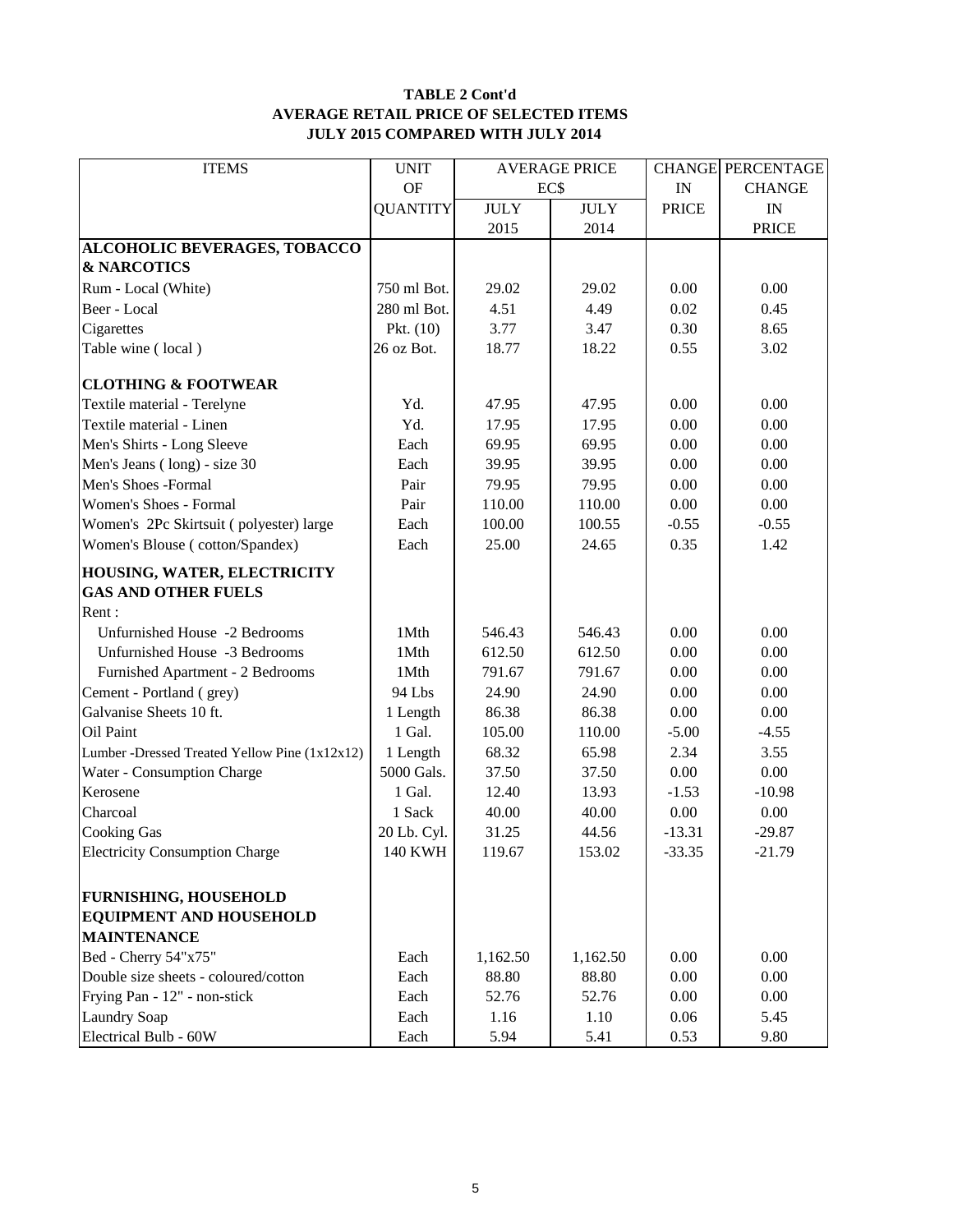**TABLE 2 Cont'd**
**AVERAGE RETAIL PRICE OF SELECTED ITEMS**
**JULY 2015 COMPARED WITH JULY 2014**

| ITEMS | UNIT OF QUANTITY | AVERAGE PRICE EC$ JULY 2015 | JULY 2014 | CHANGE IN PRICE | PERCENTAGE CHANGE IN PRICE |
|---|---|---|---|---|---|
| **ALCOHOLIC BEVERAGES, TOBACCO & NARCOTICS** | | | | | |
| Rum - Local (White) | 750 ml Bot. | 29.02 | 29.02 | 0.00 | 0.00 |
| Beer - Local | 280 ml Bot. | 4.51 | 4.49 | 0.02 | 0.45 |
| Cigarettes | Pkt. (10) | 3.77 | 3.47 | 0.30 | 8.65 |
| Table wine ( local ) | 26 oz Bot. | 18.77 | 18.22 | 0.55 | 3.02 |
| **CLOTHING & FOOTWEAR** | | | | | |
| Textile material - Terelyne | Yd. | 47.95 | 47.95 | 0.00 | 0.00 |
| Textile material - Linen | Yd. | 17.95 | 17.95 | 0.00 | 0.00 |
| Men's Shirts - Long Sleeve | Each | 69.95 | 69.95 | 0.00 | 0.00 |
| Men's Jeans ( long) - size 30 | Each | 39.95 | 39.95 | 0.00 | 0.00 |
| Men's Shoes -Formal | Pair | 79.95 | 79.95 | 0.00 | 0.00 |
| Women's Shoes - Formal | Pair | 110.00 | 110.00 | 0.00 | 0.00 |
| Women's 2Pc Skirtsuit ( polyester) large | Each | 100.00 | 100.55 | -0.55 | -0.55 |
| Women's Blouse ( cotton/Spandex) | Each | 25.00 | 24.65 | 0.35 | 1.42 |
| **HOUSING, WATER, ELECTRICITY GAS AND OTHER FUELS** | | | | | |
| Rent : | | | | | |
| Unfurnished House -2 Bedrooms | 1Mth | 546.43 | 546.43 | 0.00 | 0.00 |
| Unfurnished House -3 Bedrooms | 1Mth | 612.50 | 612.50 | 0.00 | 0.00 |
| Furnished Apartment - 2 Bedrooms | 1Mth | 791.67 | 791.67 | 0.00 | 0.00 |
| Cement - Portland ( grey) | 94 Lbs | 24.90 | 24.90 | 0.00 | 0.00 |
| Galvanise Sheets 10 ft. | 1 Length | 86.38 | 86.38 | 0.00 | 0.00 |
| Oil Paint | 1 Gal. | 105.00 | 110.00 | -5.00 | -4.55 |
| Lumber -Dressed Treated Yellow Pine (1x12x12) | 1 Length | 68.32 | 65.98 | 2.34 | 3.55 |
| Water - Consumption Charge | 5000 Gals. | 37.50 | 37.50 | 0.00 | 0.00 |
| Kerosene | 1 Gal. | 12.40 | 13.93 | -1.53 | -10.98 |
| Charcoal | 1 Sack | 40.00 | 40.00 | 0.00 | 0.00 |
| Cooking Gas | 20 Lb. Cyl. | 31.25 | 44.56 | -13.31 | -29.87 |
| Electricity Consumption Charge | 140 KWH | 119.67 | 153.02 | -33.35 | -21.79 |
| **FURNISHING, HOUSEHOLD EQUIPMENT AND HOUSEHOLD MAINTENANCE** | | | | | |
| Bed - Cherry 54"x75" | Each | 1,162.50 | 1,162.50 | 0.00 | 0.00 |
| Double size sheets - coloured/cotton | Each | 88.80 | 88.80 | 0.00 | 0.00 |
| Frying Pan - 12" - non-stick | Each | 52.76 | 52.76 | 0.00 | 0.00 |
| Laundry Soap | Each | 1.16 | 1.10 | 0.06 | 5.45 |
| Electrical Bulb - 60W | Each | 5.94 | 5.41 | 0.53 | 9.80 |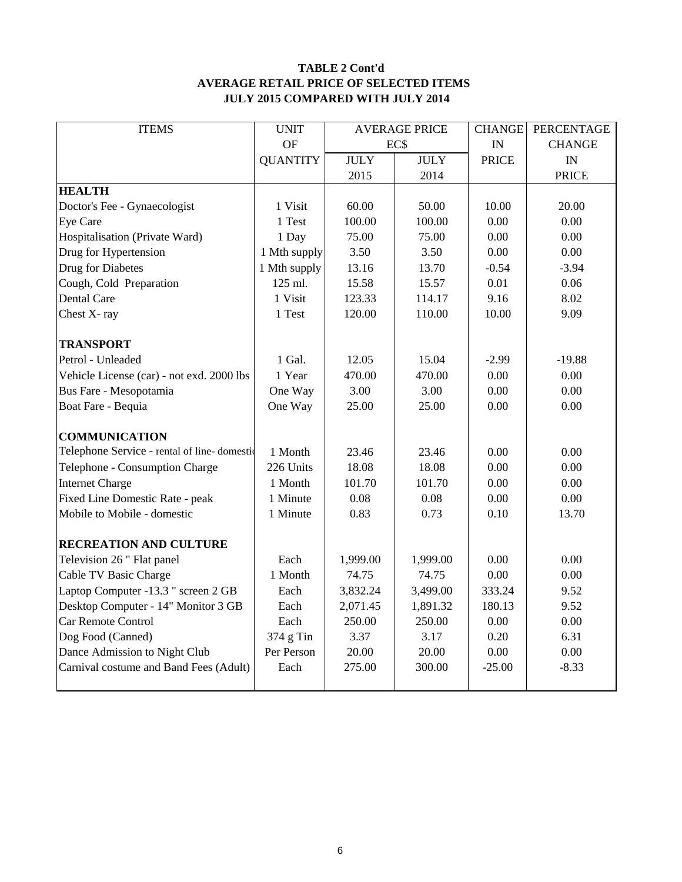**TABLE 2 Cont'd**
**AVERAGE RETAIL PRICE OF SELECTED ITEMS**
**JULY 2015 COMPARED WITH JULY 2014**

| ITEMS | UNIT OF QUANTITY | AVERAGE PRICE EC$ JULY 2015 | AVERAGE PRICE EC$ JULY 2014 | CHANGE IN PRICE | PERCENTAGE CHANGE IN PRICE |
|---|---|---|---|---|---|
| **HEALTH** | | | | | |
| Doctor's Fee - Gynaecologist | 1 Visit | 60.00 | 50.00 | 10.00 | 20.00 |
| Eye Care | 1 Test | 100.00 | 100.00 | 0.00 | 0.00 |
| Hospitalisation (Private Ward) | 1 Day | 75.00 | 75.00 | 0.00 | 0.00 |
| Drug for Hypertension | 1 Mth supply | 3.50 | 3.50 | 0.00 | 0.00 |
| Drug for Diabetes | 1 Mth supply | 13.16 | 13.70 | -0.54 | -3.94 |
| Cough, Cold Preparation | 125 ml. | 15.58 | 15.57 | 0.01 | 0.06 |
| Dental Care | 1 Visit | 123.33 | 114.17 | 9.16 | 8.02 |
| Chest X- ray | 1 Test | 120.00 | 110.00 | 10.00 | 9.09 |
| **TRANSPORT** | | | | | |
| Petrol - Unleaded | 1 Gal. | 12.05 | 15.04 | -2.99 | -19.88 |
| Vehicle License (car) - not exd. 2000 lbs | 1 Year | 470.00 | 470.00 | 0.00 | 0.00 |
| Bus Fare - Mesopotamia | One Way | 3.00 | 3.00 | 0.00 | 0.00 |
| Boat Fare - Bequia | One Way | 25.00 | 25.00 | 0.00 | 0.00 |
| **COMMUNICATION** | | | | | |
| Telephone Service - rental of line- domestic | 1 Month | 23.46 | 23.46 | 0.00 | 0.00 |
| Telephone - Consumption Charge | 226 Units | 18.08 | 18.08 | 0.00 | 0.00 |
| Internet Charge | 1 Month | 101.70 | 101.70 | 0.00 | 0.00 |
| Fixed Line Domestic Rate - peak | 1 Minute | 0.08 | 0.08 | 0.00 | 0.00 |
| Mobile to Mobile - domestic | 1 Minute | 0.83 | 0.73 | 0.10 | 13.70 |
| **RECREATION AND CULTURE** | | | | | |
| Television 26 " Flat panel | Each | 1,999.00 | 1,999.00 | 0.00 | 0.00 |
| Cable TV Basic Charge | 1 Month | 74.75 | 74.75 | 0.00 | 0.00 |
| Laptop Computer -13.3 " screen 2 GB | Each | 3,832.24 | 3,499.00 | 333.24 | 9.52 |
| Desktop Computer - 14" Monitor 3 GB | Each | 2,071.45 | 1,891.32 | 180.13 | 9.52 |
| Car Remote Control | Each | 250.00 | 250.00 | 0.00 | 0.00 |
| Dog Food (Canned) | 374 g Tin | 3.37 | 3.17 | 0.20 | 6.31 |
| Dance Admission to Night Club | Per Person | 20.00 | 20.00 | 0.00 | 0.00 |
| Carnival costume and Band Fees (Adult) | Each | 275.00 | 300.00 | -25.00 | -8.33 |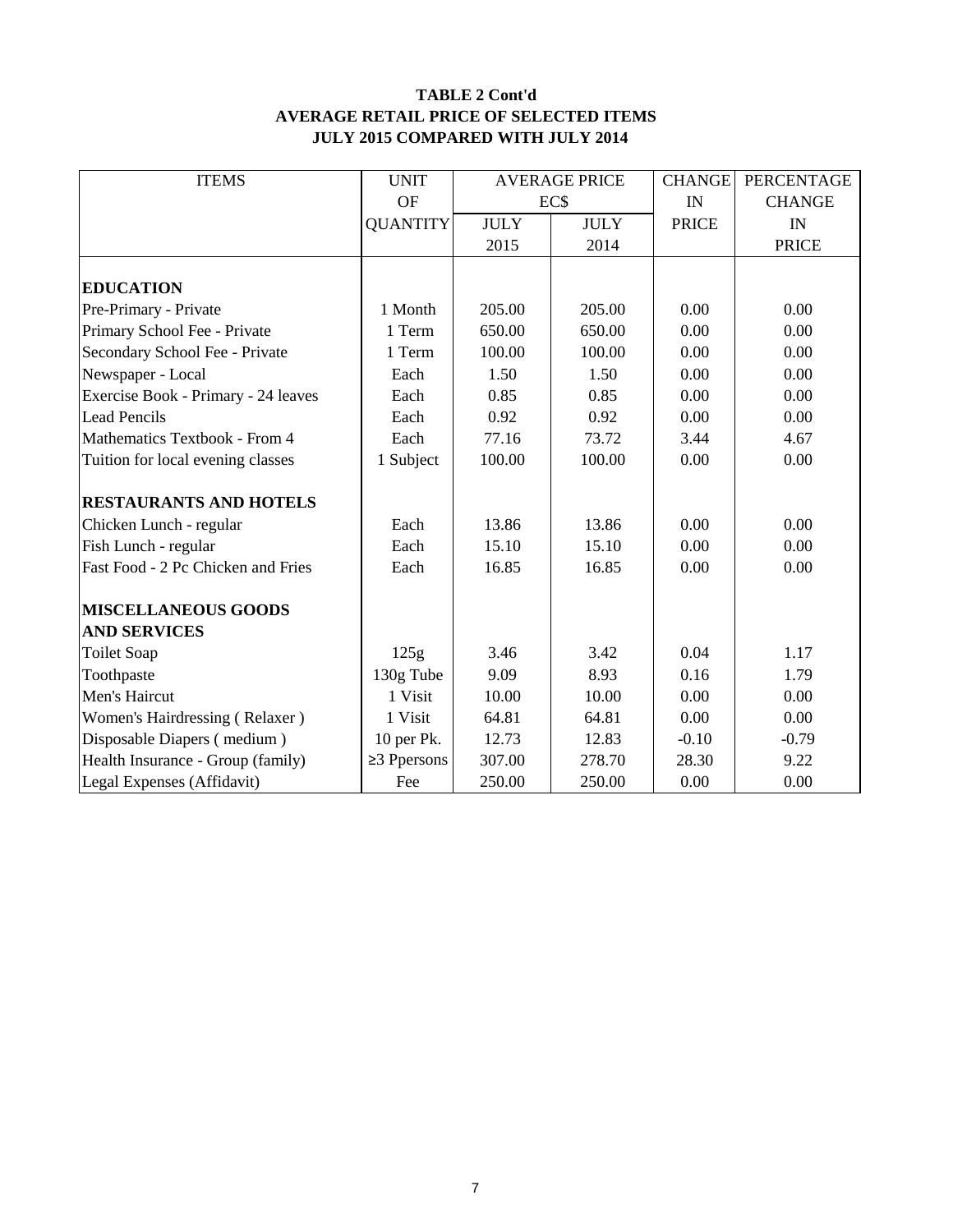**TABLE 2 Cont'd**
**AVERAGE RETAIL PRICE OF SELECTED ITEMS**
**JULY 2015 COMPARED WITH JULY 2014**

| ITEMS | UNIT OF QUANTITY | AVERAGE PRICE EC$ JULY 2015 | AVERAGE PRICE EC$ JULY 2014 | CHANGE IN PRICE | PERCENTAGE CHANGE IN PRICE |
|---|---|---|---|---|---|
| **EDUCATION** | | | | | |
| Pre-Primary - Private | 1 Month | 205.00 | 205.00 | 0.00 | 0.00 |
| Primary School Fee - Private | 1 Term | 650.00 | 650.00 | 0.00 | 0.00 |
| Secondary School Fee - Private | 1 Term | 100.00 | 100.00 | 0.00 | 0.00 |
| Newspaper - Local | Each | 1.50 | 1.50 | 0.00 | 0.00 |
| Exercise Book - Primary - 24 leaves | Each | 0.85 | 0.85 | 0.00 | 0.00 |
| Lead Pencils | Each | 0.92 | 0.92 | 0.00 | 0.00 |
| Mathematics Textbook - From 4 | Each | 77.16 | 73.72 | 3.44 | 4.67 |
| Tuition for local evening classes | 1 Subject | 100.00 | 100.00 | 0.00 | 0.00 |
| **RESTAURANTS AND HOTELS** | | | | | |
| Chicken Lunch - regular | Each | 13.86 | 13.86 | 0.00 | 0.00 |
| Fish Lunch - regular | Each | 15.10 | 15.10 | 0.00 | 0.00 |
| Fast Food - 2 Pc Chicken and Fries | Each | 16.85 | 16.85 | 0.00 | 0.00 |
| **MISCELLANEOUS GOODS AND SERVICES** | | | | | |
| Toilet Soap | 125g | 3.46 | 3.42 | 0.04 | 1.17 |
| Toothpaste | 130g Tube | 9.09 | 8.93 | 0.16 | 1.79 |
| Men's Haircut | 1 Visit | 10.00 | 10.00 | 0.00 | 0.00 |
| Women's Hairdressing ( Relaxer ) | 1 Visit | 64.81 | 64.81 | 0.00 | 0.00 |
| Disposable Diapers ( medium ) | 10 per Pk. | 12.73 | 12.83 | -0.10 | -0.79 |
| Health Insurance - Group (family) | ≥3 Ppersons | 307.00 | 278.70 | 28.30 | 9.22 |
| Legal Expenses (Affidavit) | Fee | 250.00 | 250.00 | 0.00 | 0.00 |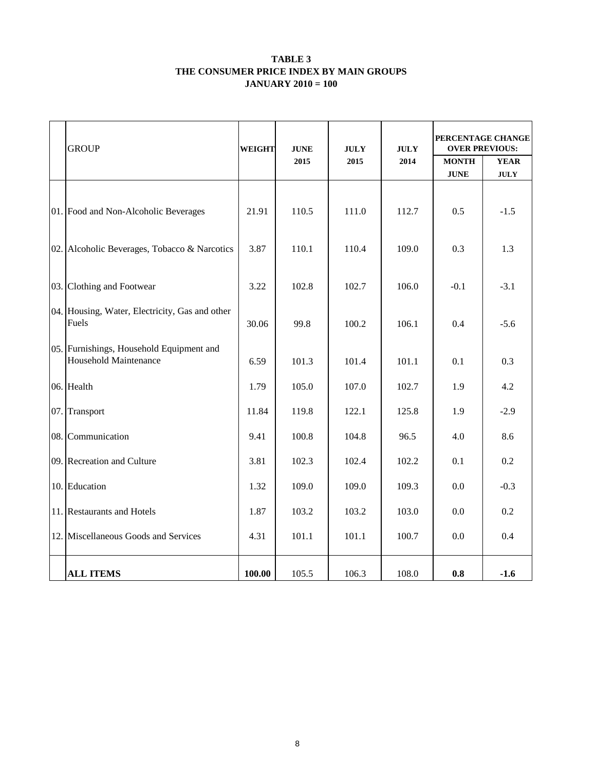**TABLE 3**
**THE CONSUMER PRICE INDEX BY MAIN GROUPS**
**JANUARY 2010 = 100**

| | GROUP | WEIGHT | JUNE 2015 | JULY 2015 | JULY 2014 | PERCENTAGE CHANGE OVER PREVIOUS: | |
|---|---|---|---|---|---|---|---|
| | | | | | | MONTH JUNE | YEAR JULY |
| 01. | Food and Non-Alcoholic Beverages | 21.91 | 110.5 | 111.0 | 112.7 | 0.5 | -1.5 |
| 02. | Alcoholic Beverages, Tobacco & Narcotics | 3.87 | 110.1 | 110.4 | 109.0 | 0.3 | 1.3 |
| 03. | Clothing and Footwear | 3.22 | 102.8 | 102.7 | 106.0 | -0.1 | -3.1 |
| 04. | Housing, Water, Electricity, Gas and other Fuels | 30.06 | 99.8 | 100.2 | 106.1 | 0.4 | -5.6 |
| 05. | Furnishings, Household Equipment and Household Maintenance | 6.59 | 101.3 | 101.4 | 101.1 | 0.1 | 0.3 |
| 06. | Health | 1.79 | 105.0 | 107.0 | 102.7 | 1.9 | 4.2 |
| 07. | Transport | 11.84 | 119.8 | 122.1 | 125.8 | 1.9 | -2.9 |
| 08. | Communication | 9.41 | 100.8 | 104.8 | 96.5 | 4.0 | 8.6 |
| 09. | Recreation and Culture | 3.81 | 102.3 | 102.4 | 102.2 | 0.1 | 0.2 |
| 10. | Education | 1.32 | 109.0 | 109.0 | 109.3 | 0.0 | -0.3 |
| 11. | Restaurants and Hotels | 1.87 | 103.2 | 103.2 | 103.0 | 0.0 | 0.2 |
| 12. | Miscellaneous Goods and Services | 4.31 | 101.1 | 101.1 | 100.7 | 0.0 | 0.4 |
| | **ALL ITEMS** | **100.00** | 105.5 | 106.3 | 108.0 | **0.8** | **-1.6** |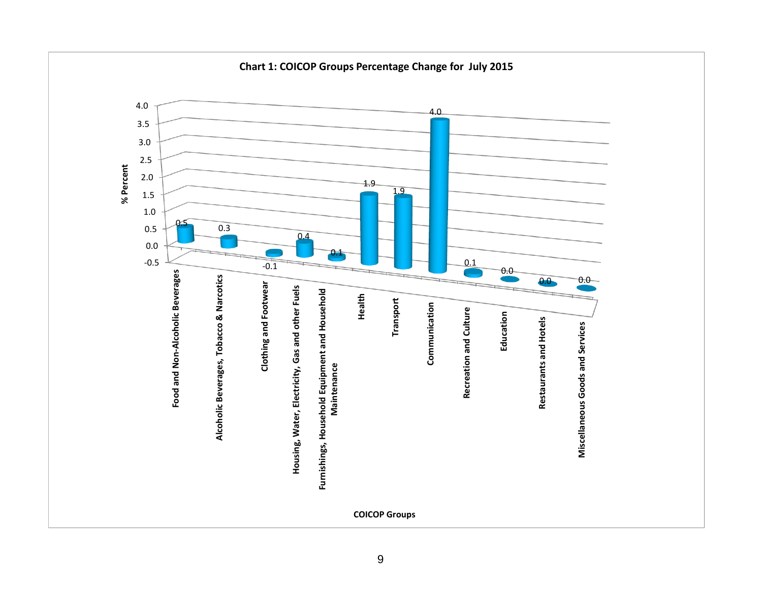**Chart 1: COICOP Groups Percentage Change for July 2015**

| COICOP Groups | % Percent |
|---|---|
| Food and Non-Alcoholic Beverages | 0.5 |
| Alcoholic Beverages, Tobacco & Narcotics | 0.3 |
| Clothing and Footwear | -0.1 |
| Housing, Water, Electricity, Gas and other Fuels | 0.4 |
| Furnishings, Household Equipment and Household Maintenance | 0.1 |
| Health | 1.9 |
| Transport | 1.9 |
| Communication | 4.0 |
| Recreation and Culture | 0.1 |
| Education | 0.0 |
| Restaurants and Hotels | 0.0 |
| Miscellaneous Goods and Services | 0.0 |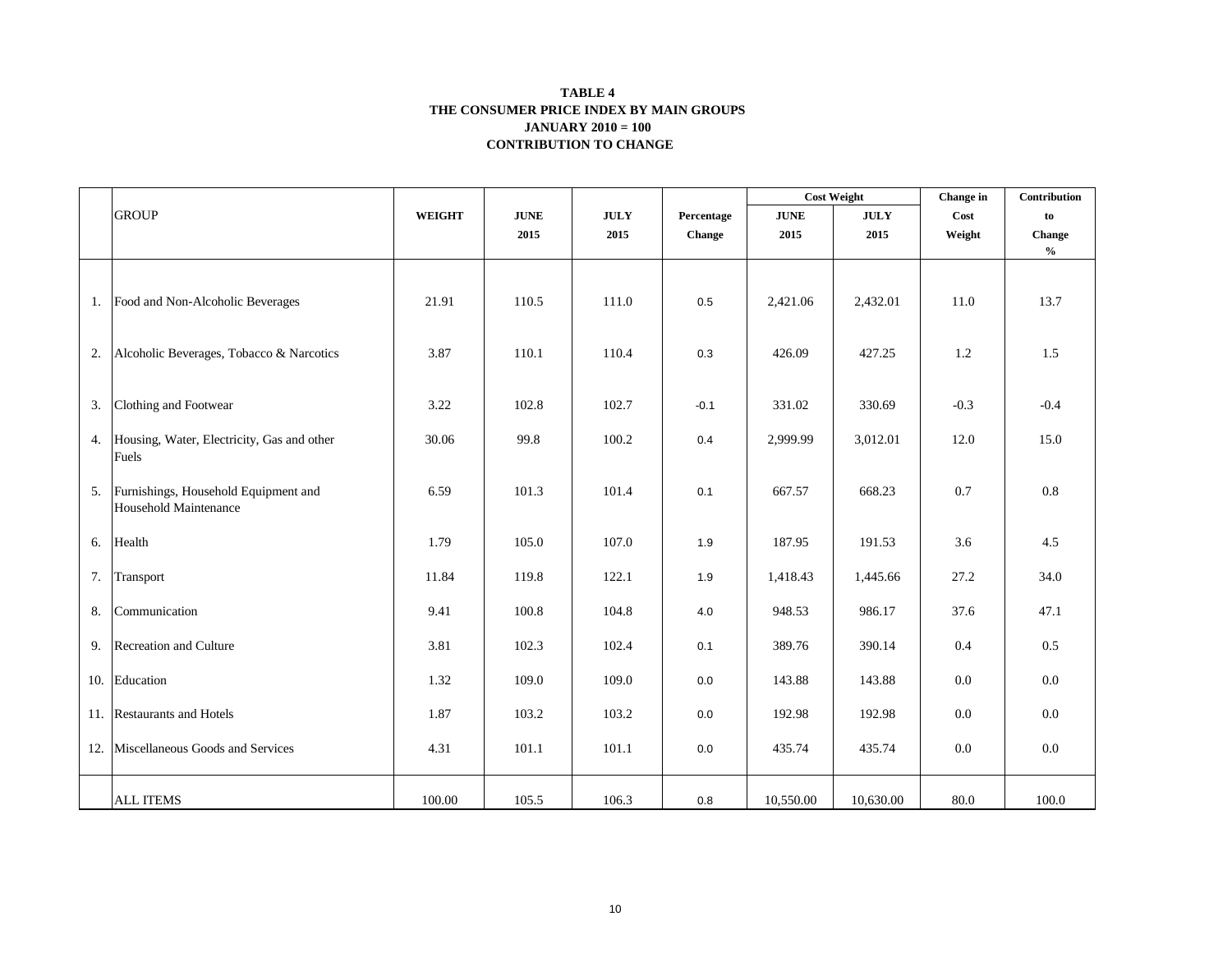**TABLE 4**
**THE CONSUMER PRICE INDEX BY MAIN GROUPS**
**JANUARY 2010 = 100**
**CONTRIBUTION TO CHANGE**

| | GROUP | WEIGHT | JUNE 2015 | JULY 2015 | Percentage Change | Cost Weight JUNE 2015 | Cost Weight JULY 2015 | Change in Cost Weight | Contribution to Change % |
|---|---|---|---|---|---|---|---|---|---|
| 1. | Food and Non-Alcoholic Beverages | 21.91 | 110.5 | 111.0 | 0.5 | 2,421.06 | 2,432.01 | 11.0 | 13.7 |
| 2. | Alcoholic Beverages, Tobacco & Narcotics | 3.87 | 110.1 | 110.4 | 0.3 | 426.09 | 427.25 | 1.2 | 1.5 |
| 3. | Clothing and Footwear | 3.22 | 102.8 | 102.7 | -0.1 | 331.02 | 330.69 | -0.3 | -0.4 |
| 4. | Housing, Water, Electricity, Gas and other Fuels | 30.06 | 99.8 | 100.2 | 0.4 | 2,999.99 | 3,012.01 | 12.0 | 15.0 |
| 5. | Furnishings, Household Equipment and Household Maintenance | 6.59 | 101.3 | 101.4 | 0.1 | 667.57 | 668.23 | 0.7 | 0.8 |
| 6. | Health | 1.79 | 105.0 | 107.0 | 1.9 | 187.95 | 191.53 | 3.6 | 4.5 |
| 7. | Transport | 11.84 | 119.8 | 122.1 | 1.9 | 1,418.43 | 1,445.66 | 27.2 | 34.0 |
| 8. | Communication | 9.41 | 100.8 | 104.8 | 4.0 | 948.53 | 986.17 | 37.6 | 47.1 |
| 9. | Recreation and Culture | 3.81 | 102.3 | 102.4 | 0.1 | 389.76 | 390.14 | 0.4 | 0.5 |
| 10. | Education | 1.32 | 109.0 | 109.0 | 0.0 | 143.88 | 143.88 | 0.0 | 0.0 |
| 11. | Restaurants and Hotels | 1.87 | 103.2 | 103.2 | 0.0 | 192.98 | 192.98 | 0.0 | 0.0 |
| 12. | Miscellaneous Goods and Services | 4.31 | 101.1 | 101.1 | 0.0 | 435.74 | 435.74 | 0.0 | 0.0 |
| | ALL ITEMS | 100.00 | 105.5 | 106.3 | 0.8 | 10,550.00 | 10,630.00 | 80.0 | 100.0 |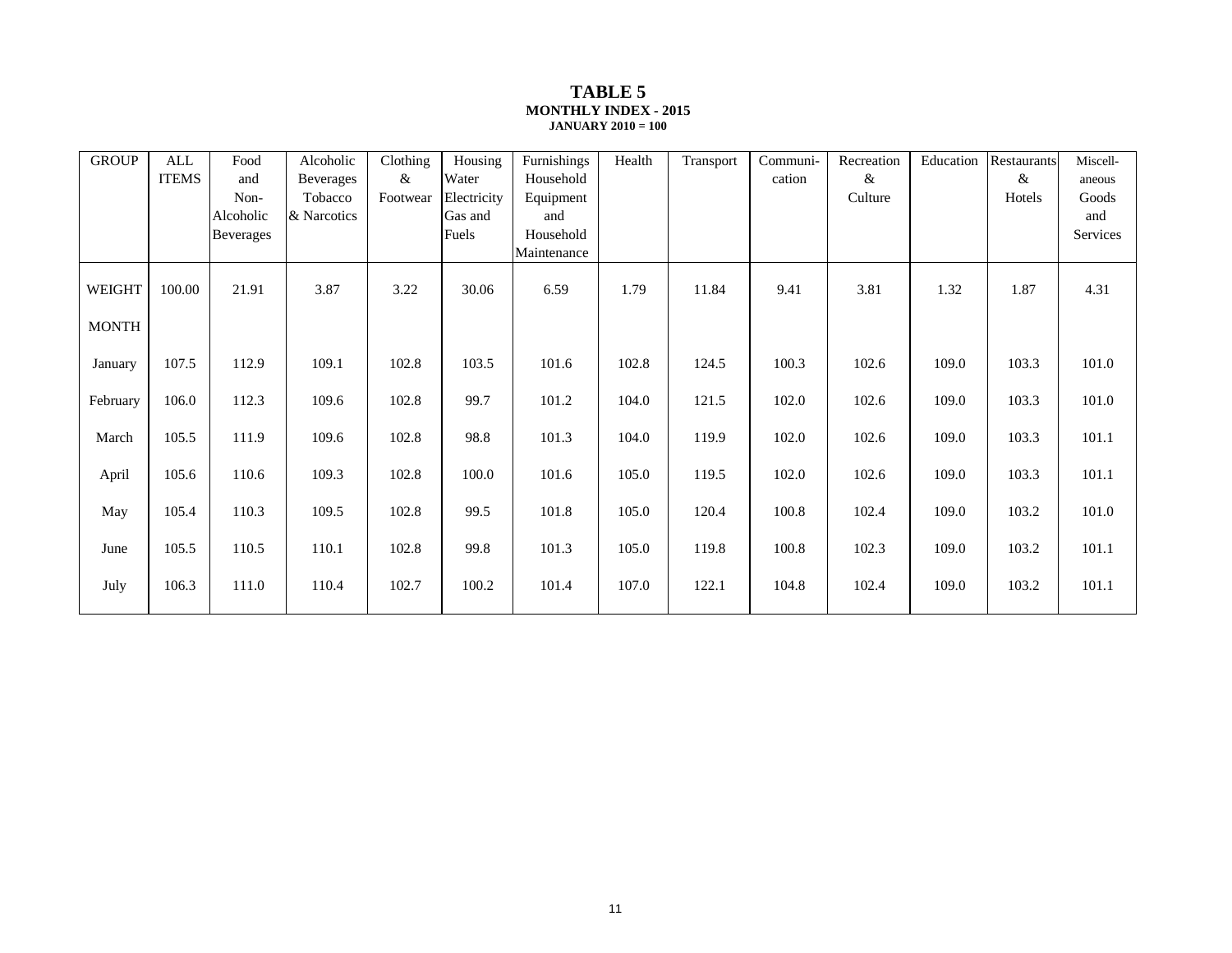# TABLE 5

**MONTHLY INDEX - 2015**

**JANUARY 2010 = 100**

| GROUP | ALL ITEMS | Food and Non-Alcoholic Beverages | Alcoholic Beverages Tobacco & Narcotics | Clothing & Footwear | Housing Water Electricity Gas and Fuels | Furnishings Household Equipment and Household Maintenance | Health | Transport | Communi-cation | Recreation & Culture | Education | Restaurants & Hotels | Miscell-aneous Goods and Services |
|---|---|---|---|---|---|---|---|---|---|---|---|---|---|
| WEIGHT | 100.00 | 21.91 | 3.87 | 3.22 | 30.06 | 6.59 | 1.79 | 11.84 | 9.41 | 3.81 | 1.32 | 1.87 | 4.31 |
| MONTH | | | | | | | | | | | | | |
| January | 107.5 | 112.9 | 109.1 | 102.8 | 103.5 | 101.6 | 102.8 | 124.5 | 100.3 | 102.6 | 109.0 | 103.3 | 101.0 |
| February | 106.0 | 112.3 | 109.6 | 102.8 | 99.7 | 101.2 | 104.0 | 121.5 | 102.0 | 102.6 | 109.0 | 103.3 | 101.0 |
| March | 105.5 | 111.9 | 109.6 | 102.8 | 98.8 | 101.3 | 104.0 | 119.9 | 102.0 | 102.6 | 109.0 | 103.3 | 101.1 |
| April | 105.6 | 110.6 | 109.3 | 102.8 | 100.0 | 101.6 | 105.0 | 119.5 | 102.0 | 102.6 | 109.0 | 103.3 | 101.1 |
| May | 105.4 | 110.3 | 109.5 | 102.8 | 99.5 | 101.8 | 105.0 | 120.4 | 100.8 | 102.4 | 109.0 | 103.2 | 101.0 |
| June | 105.5 | 110.5 | 110.1 | 102.8 | 99.8 | 101.3 | 105.0 | 119.8 | 100.8 | 102.3 | 109.0 | 103.2 | 101.1 |
| July | 106.3 | 111.0 | 110.4 | 102.7 | 100.2 | 101.4 | 107.0 | 122.1 | 104.8 | 102.4 | 109.0 | 103.2 | 101.1 |